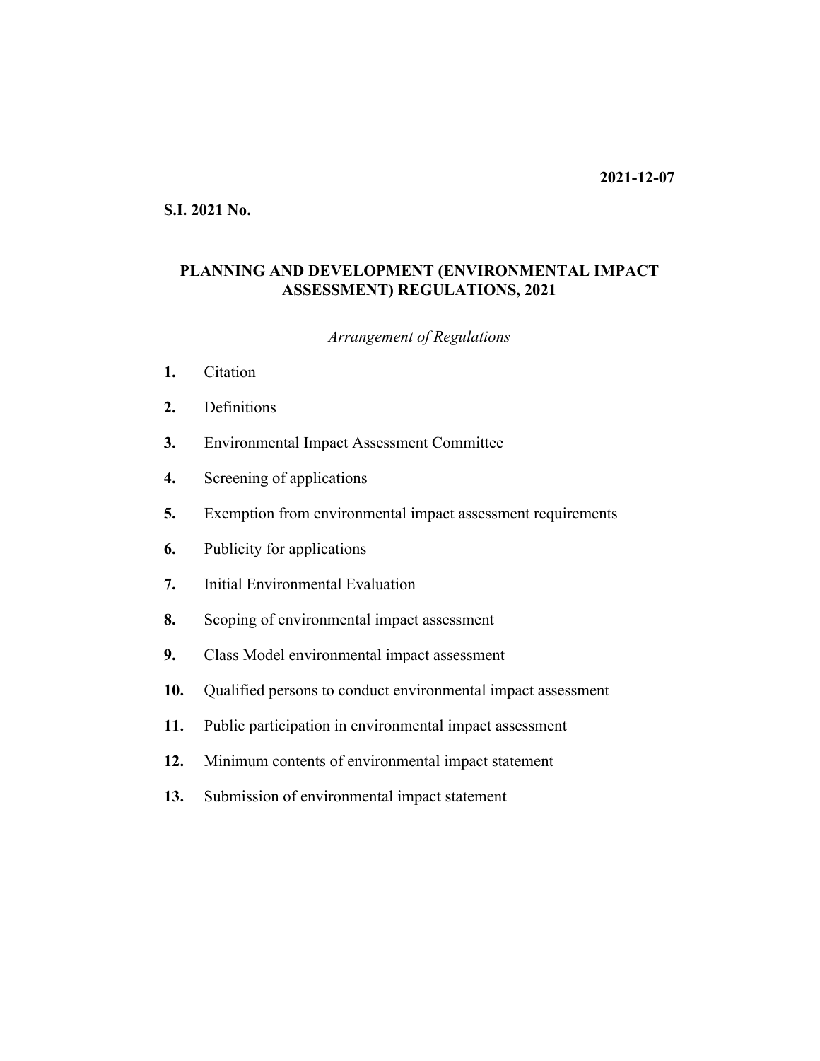**2021-12-07**

**S.I. 2021 No.**

# PLANNING AND DEVELOPMENT (ENVIRONMENTAL IMPACT ASSESSMENT) REGULATIONS, 2021

*Arrangement of Regulations*

**1.** Citation

**2.** Definitions

**3.** Environmental Impact Assessment Committee

**4.** Screening of applications

**5.** Exemption from environmental impact assessment requirements

**6.** Publicity for applications

**7.** Initial Environmental Evaluation

**8.** Scoping of environmental impact assessment

**9.** Class Model environmental impact assessment

**10.** Qualified persons to conduct environmental impact assessment

**11.** Public participation in environmental impact assessment

**12.** Minimum contents of environmental impact statement

**13.** Submission of environmental impact statement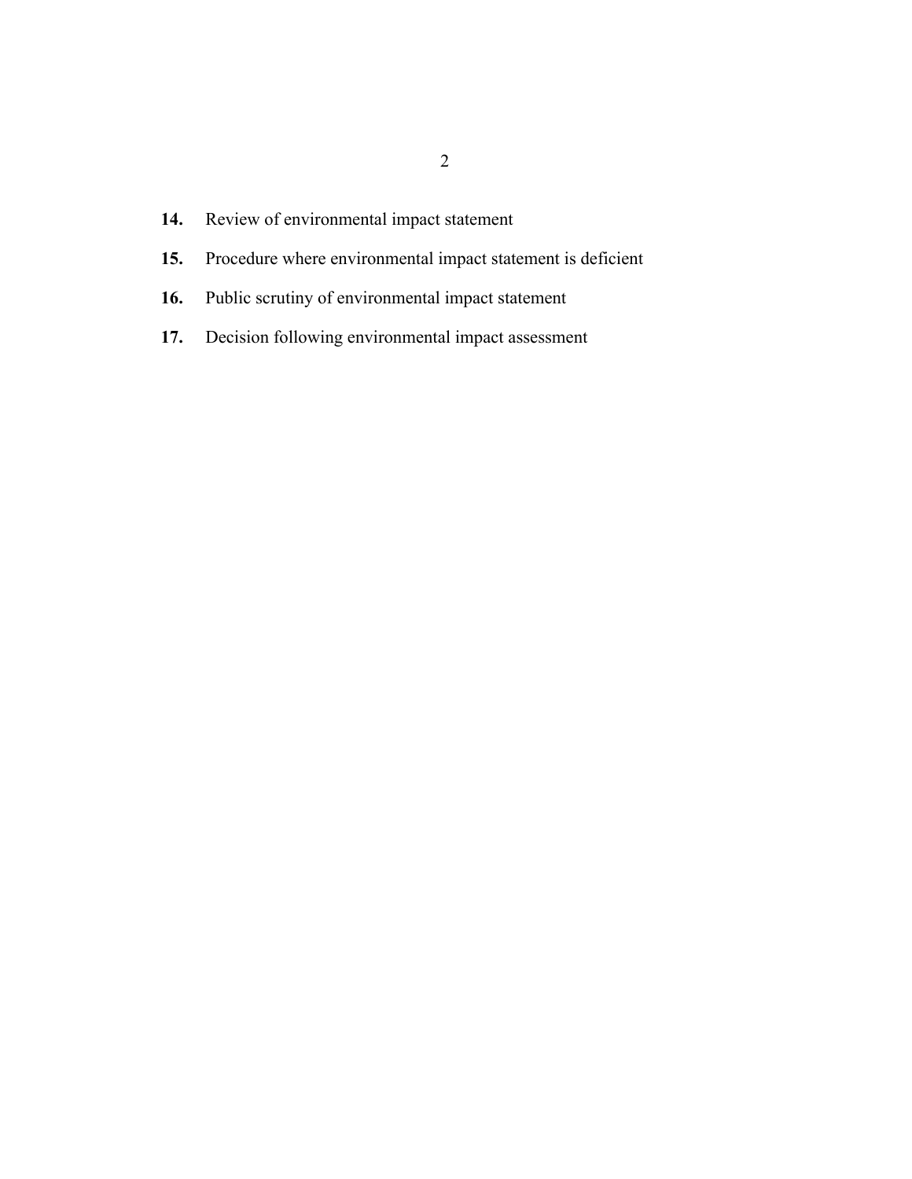**14.** Review of environmental impact statement

**15.** Procedure where environmental impact statement is deficient

**16.** Public scrutiny of environmental impact statement

**17.** Decision following environmental impact assessment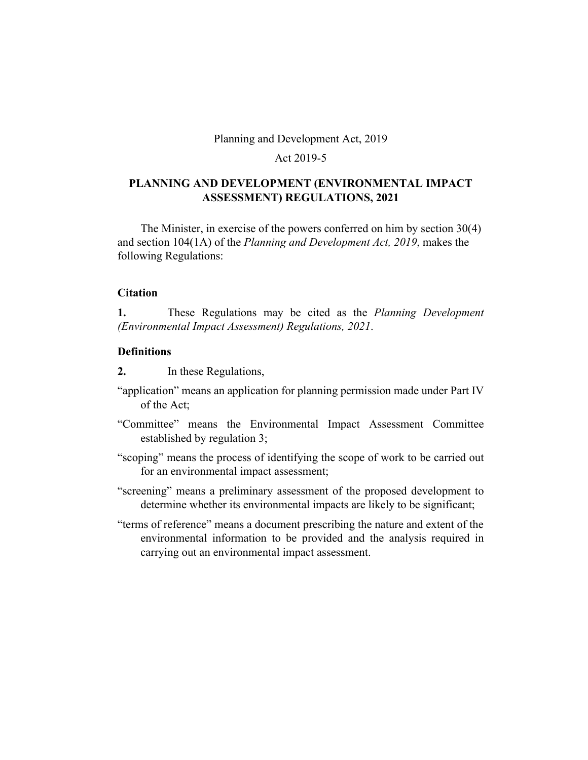Planning and Development Act, 2019

Act 2019-5

# PLANNING AND DEVELOPMENT (ENVIRONMENTAL IMPACT ASSESSMENT) REGULATIONS, 2021

The Minister, in exercise of the powers conferred on him by section 30(4) and section 104(1A) of the *Planning and Development Act, 2019*, makes the following Regulations:

### Citation

**1.** These Regulations may be cited as the *Planning Development (Environmental Impact Assessment) Regulations, 2021*.

### Definitions

**2.** In these Regulations,

"application" means an application for planning permission made under Part IV of the Act;

"Committee" means the Environmental Impact Assessment Committee established by regulation 3;

"scoping" means the process of identifying the scope of work to be carried out for an environmental impact assessment;

"screening" means a preliminary assessment of the proposed development to determine whether its environmental impacts are likely to be significant;

"terms of reference" means a document prescribing the nature and extent of the environmental information to be provided and the analysis required in carrying out an environmental impact assessment.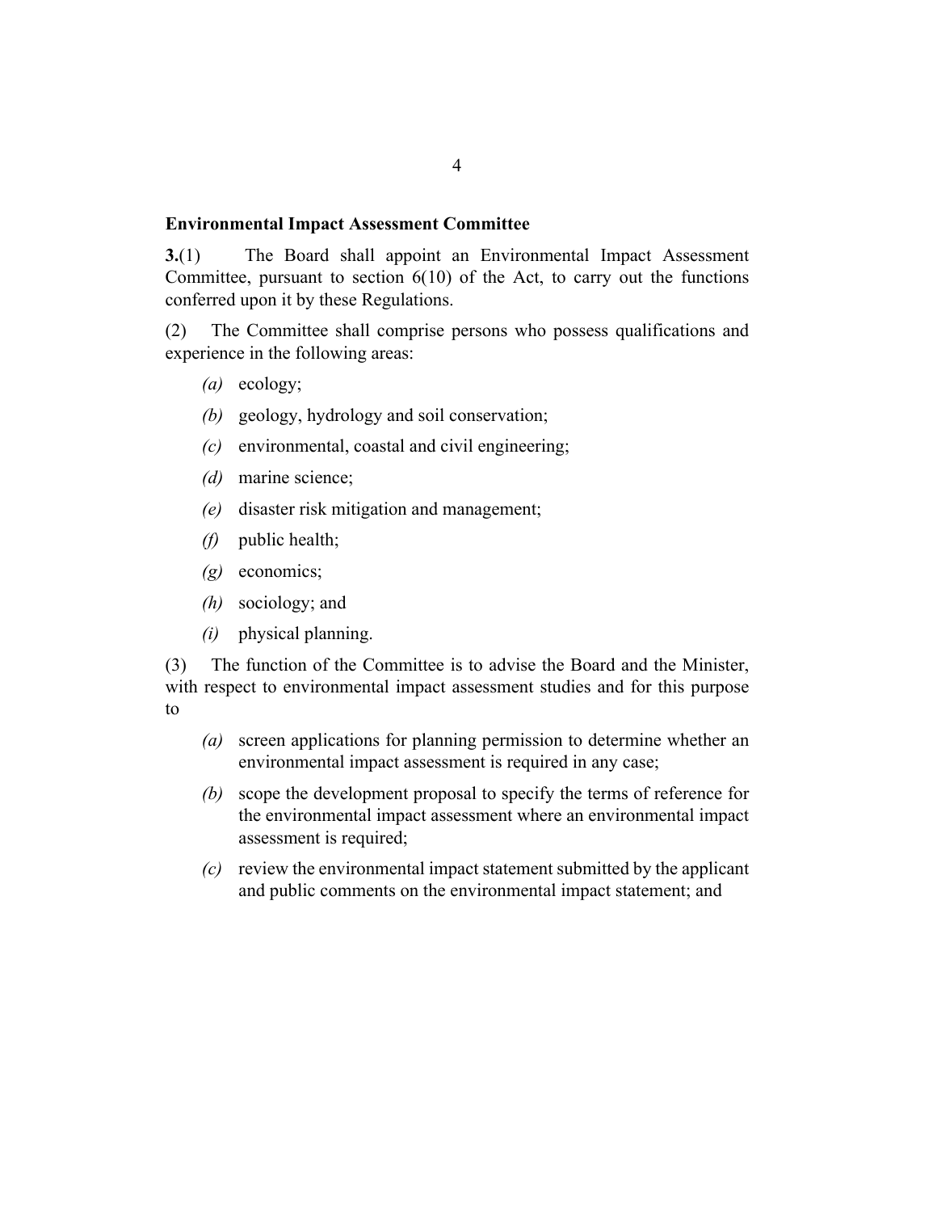## Environmental Impact Assessment Committee

**3.**(1) The Board shall appoint an Environmental Impact Assessment Committee, pursuant to section 6(10) of the Act, to carry out the functions conferred upon it by these Regulations.

(2) The Committee shall comprise persons who possess qualifications and experience in the following areas:

*(a)* ecology;

*(b)* geology, hydrology and soil conservation;

*(c)* environmental, coastal and civil engineering;

*(d)* marine science;

*(e)* disaster risk mitigation and management;

*(f)* public health;

*(g)* economics;

*(h)* sociology; and

*(i)* physical planning.

(3) The function of the Committee is to advise the Board and the Minister, with respect to environmental impact assessment studies and for this purpose to

*(a)* screen applications for planning permission to determine whether an environmental impact assessment is required in any case;

*(b)* scope the development proposal to specify the terms of reference for the environmental impact assessment where an environmental impact assessment is required;

*(c)* review the environmental impact statement submitted by the applicant and public comments on the environmental impact statement; and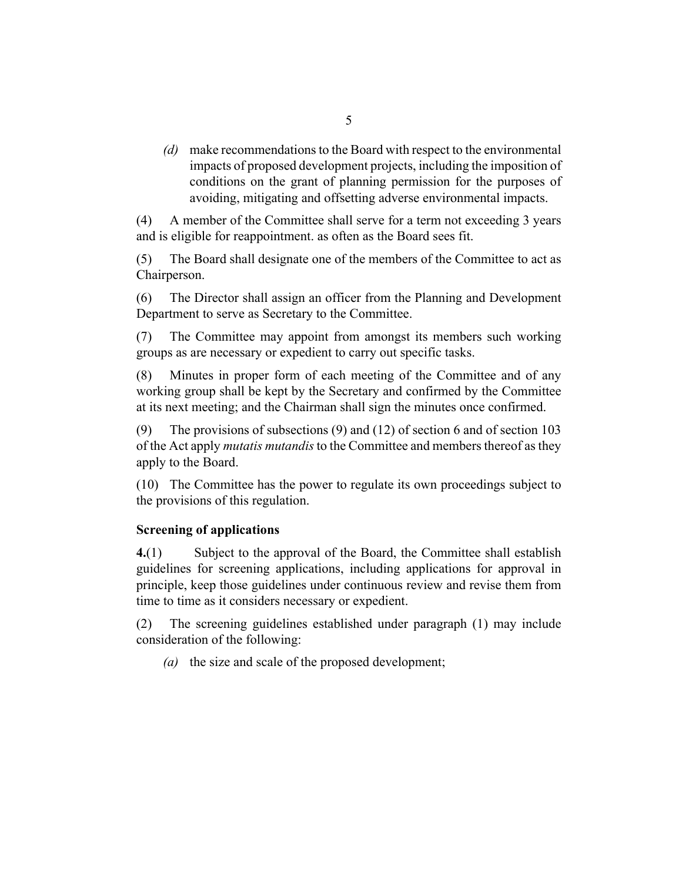*(d)* make recommendations to the Board with respect to the environmental impacts of proposed development projects, including the imposition of conditions on the grant of planning permission for the purposes of avoiding, mitigating and offsetting adverse environmental impacts.

(4) A member of the Committee shall serve for a term not exceeding 3 years and is eligible for reappointment. as often as the Board sees fit.

(5) The Board shall designate one of the members of the Committee to act as Chairperson.

(6) The Director shall assign an officer from the Planning and Development Department to serve as Secretary to the Committee.

(7) The Committee may appoint from amongst its members such working groups as are necessary or expedient to carry out specific tasks.

(8) Minutes in proper form of each meeting of the Committee and of any working group shall be kept by the Secretary and confirmed by the Committee at its next meeting; and the Chairman shall sign the minutes once confirmed.

(9) The provisions of subsections (9) and (12) of section 6 and of section 103 of the Act apply *mutatis mutandis* to the Committee and members thereof as they apply to the Board.

(10) The Committee has the power to regulate its own proceedings subject to the provisions of this regulation.

**Screening of applications**

**4.**(1) Subject to the approval of the Board, the Committee shall establish guidelines for screening applications, including applications for approval in principle, keep those guidelines under continuous review and revise them from time to time as it considers necessary or expedient.

(2) The screening guidelines established under paragraph (1) may include consideration of the following:

*(a)* the size and scale of the proposed development;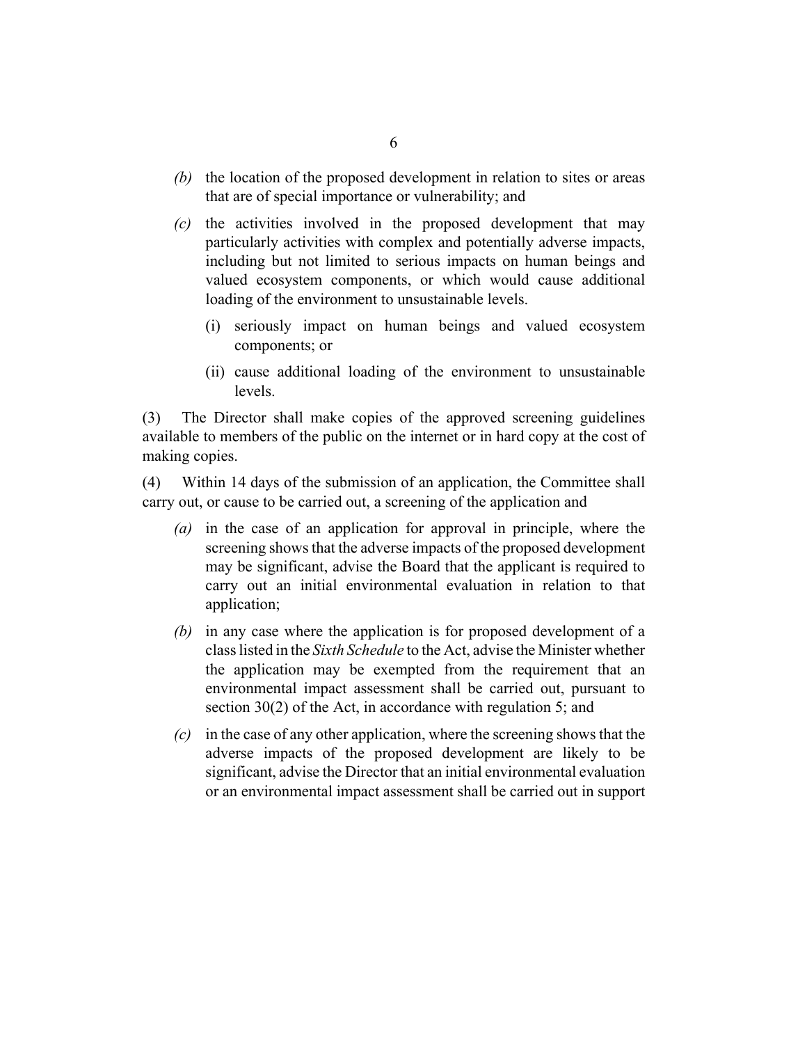*(b)* the location of the proposed development in relation to sites or areas that are of special importance or vulnerability; and

*(c)* the activities involved in the proposed development that may particularly activities with complex and potentially adverse impacts, including but not limited to serious impacts on human beings and valued ecosystem components, or which would cause additional loading of the environment to unsustainable levels.

(i) seriously impact on human beings and valued ecosystem components; or

(ii) cause additional loading of the environment to unsustainable levels.

(3) The Director shall make copies of the approved screening guidelines available to members of the public on the internet or in hard copy at the cost of making copies.

(4) Within 14 days of the submission of an application, the Committee shall carry out, or cause to be carried out, a screening of the application and

*(a)* in the case of an application for approval in principle, where the screening shows that the adverse impacts of the proposed development may be significant, advise the Board that the applicant is required to carry out an initial environmental evaluation in relation to that application;

*(b)* in any case where the application is for proposed development of a class listed in the *Sixth Schedule* to the Act, advise the Minister whether the application may be exempted from the requirement that an environmental impact assessment shall be carried out, pursuant to section 30(2) of the Act, in accordance with regulation 5; and

*(c)* in the case of any other application, where the screening shows that the adverse impacts of the proposed development are likely to be significant, advise the Director that an initial environmental evaluation or an environmental impact assessment shall be carried out in support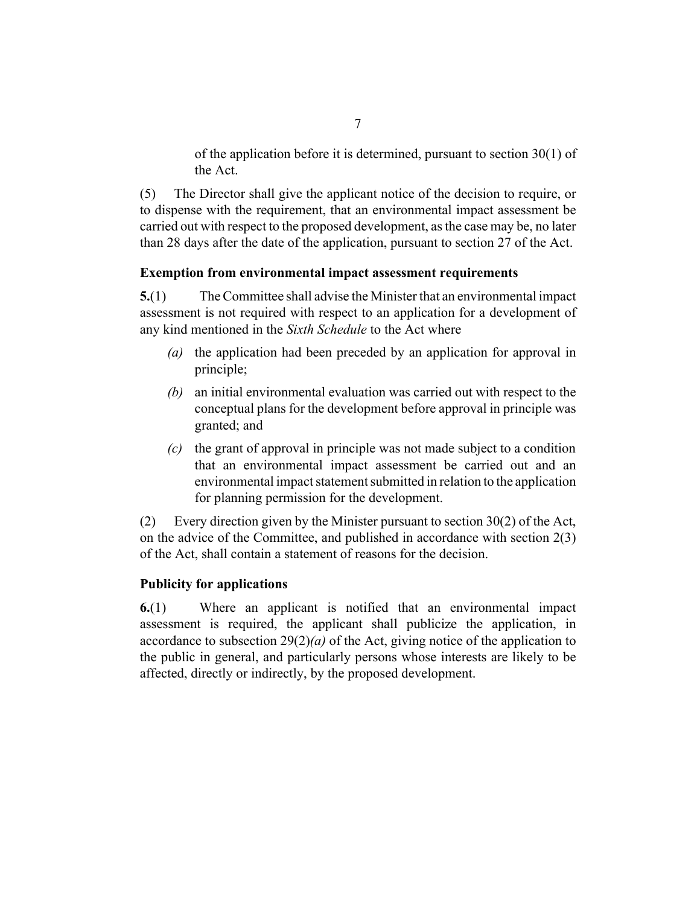of the application before it is determined, pursuant to section 30(1) of the Act.

(5) The Director shall give the applicant notice of the decision to require, or to dispense with the requirement, that an environmental impact assessment be carried out with respect to the proposed development, as the case may be, no later than 28 days after the date of the application, pursuant to section 27 of the Act.

**Exemption from environmental impact assessment requirements**

**5.**(1) The Committee shall advise the Minister that an environmental impact assessment is not required with respect to an application for a development of any kind mentioned in the *Sixth Schedule* to the Act where

*(a)* the application had been preceded by an application for approval in principle;

*(b)* an initial environmental evaluation was carried out with respect to the conceptual plans for the development before approval in principle was granted; and

*(c)* the grant of approval in principle was not made subject to a condition that an environmental impact assessment be carried out and an environmental impact statement submitted in relation to the application for planning permission for the development.

(2) Every direction given by the Minister pursuant to section 30(2) of the Act, on the advice of the Committee, and published in accordance with section 2(3) of the Act, shall contain a statement of reasons for the decision.

**Publicity for applications**

**6.**(1) Where an applicant is notified that an environmental impact assessment is required, the applicant shall publicize the application, in accordance to subsection 29(2)*(a)* of the Act, giving notice of the application to the public in general, and particularly persons whose interests are likely to be affected, directly or indirectly, by the proposed development.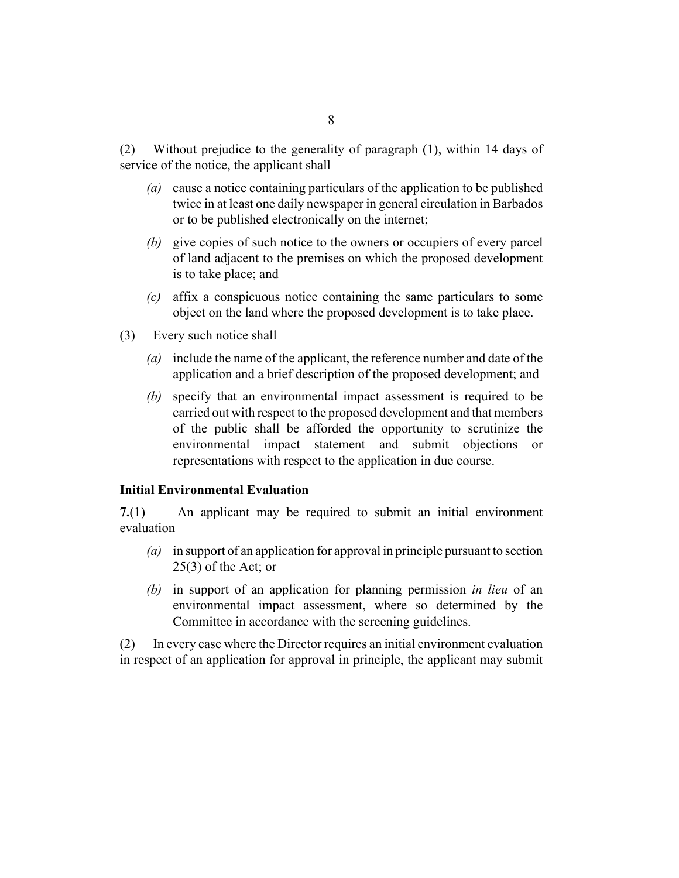(2) Without prejudice to the generality of paragraph (1), within 14 days of service of the notice, the applicant shall

*(a)* cause a notice containing particulars of the application to be published twice in at least one daily newspaper in general circulation in Barbados or to be published electronically on the internet;

*(b)* give copies of such notice to the owners or occupiers of every parcel of land adjacent to the premises on which the proposed development is to take place; and

*(c)* affix a conspicuous notice containing the same particulars to some object on the land where the proposed development is to take place.

(3) Every such notice shall

*(a)* include the name of the applicant, the reference number and date of the application and a brief description of the proposed development; and

*(b)* specify that an environmental impact assessment is required to be carried out with respect to the proposed development and that members of the public shall be afforded the opportunity to scrutinize the environmental impact statement and submit objections or representations with respect to the application in due course.

**Initial Environmental Evaluation**

**7.**(1) An applicant may be required to submit an initial environment evaluation

*(a)* in support of an application for approval in principle pursuant to section 25(3) of the Act; or

*(b)* in support of an application for planning permission *in lieu* of an environmental impact assessment, where so determined by the Committee in accordance with the screening guidelines.

(2) In every case where the Director requires an initial environment evaluation in respect of an application for approval in principle, the applicant may submit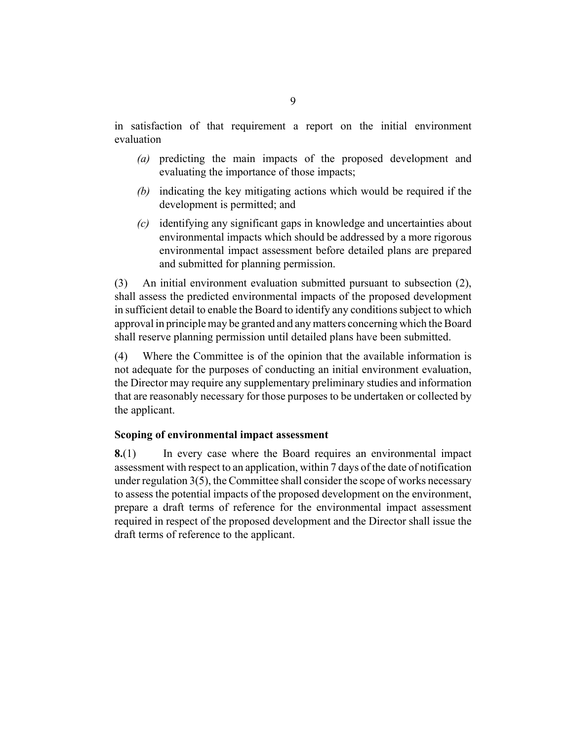in satisfaction of that requirement a report on the initial environment evaluation

- *(a)* predicting the main impacts of the proposed development and evaluating the importance of those impacts;
- *(b)* indicating the key mitigating actions which would be required if the development is permitted; and
- *(c)* identifying any significant gaps in knowledge and uncertainties about environmental impacts which should be addressed by a more rigorous environmental impact assessment before detailed plans are prepared and submitted for planning permission.

(3) An initial environment evaluation submitted pursuant to subsection (2), shall assess the predicted environmental impacts of the proposed development in sufficient detail to enable the Board to identify any conditions subject to which approval in principle may be granted and any matters concerning which the Board shall reserve planning permission until detailed plans have been submitted.

(4) Where the Committee is of the opinion that the available information is not adequate for the purposes of conducting an initial environment evaluation, the Director may require any supplementary preliminary studies and information that are reasonably necessary for those purposes to be undertaken or collected by the applicant.

**Scoping of environmental impact assessment**

**8.**(1) In every case where the Board requires an environmental impact assessment with respect to an application, within 7 days of the date of notification under regulation 3(5), the Committee shall consider the scope of works necessary to assess the potential impacts of the proposed development on the environment, prepare a draft terms of reference for the environmental impact assessment required in respect of the proposed development and the Director shall issue the draft terms of reference to the applicant.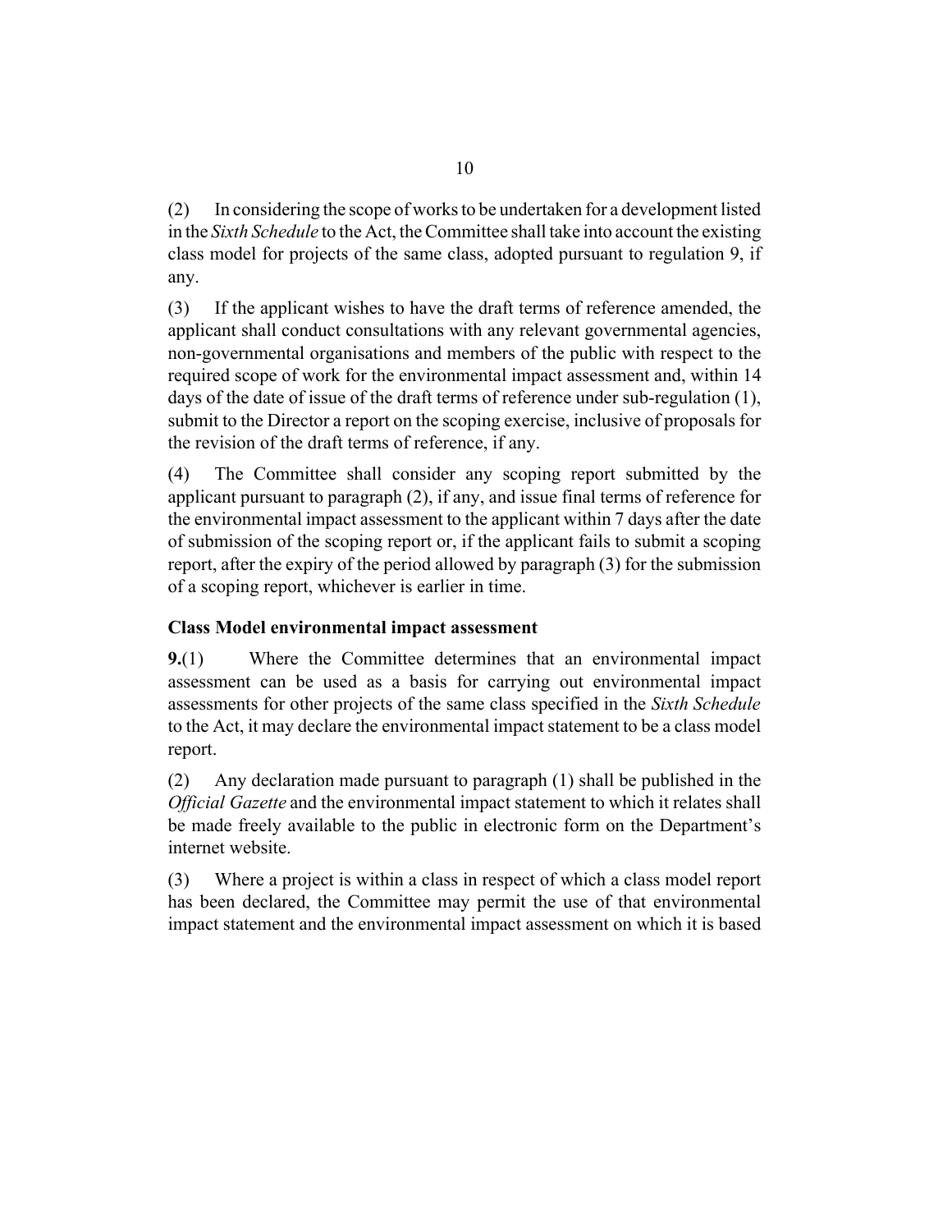(2) In considering the scope of works to be undertaken for a development listed in the *Sixth Schedule* to the Act, the Committee shall take into account the existing class model for projects of the same class, adopted pursuant to regulation 9, if any.

(3) If the applicant wishes to have the draft terms of reference amended, the applicant shall conduct consultations with any relevant governmental agencies, non-governmental organisations and members of the public with respect to the required scope of work for the environmental impact assessment and, within 14 days of the date of issue of the draft terms of reference under sub-regulation (1), submit to the Director a report on the scoping exercise, inclusive of proposals for the revision of the draft terms of reference, if any.

(4) The Committee shall consider any scoping report submitted by the applicant pursuant to paragraph (2), if any, and issue final terms of reference for the environmental impact assessment to the applicant within 7 days after the date of submission of the scoping report or, if the applicant fails to submit a scoping report, after the expiry of the period allowed by paragraph (3) for the submission of a scoping report, whichever is earlier in time.

**Class Model environmental impact assessment**

**9.**(1) Where the Committee determines that an environmental impact assessment can be used as a basis for carrying out environmental impact assessments for other projects of the same class specified in the *Sixth Schedule* to the Act, it may declare the environmental impact statement to be a class model report.

(2) Any declaration made pursuant to paragraph (1) shall be published in the *Official Gazette* and the environmental impact statement to which it relates shall be made freely available to the public in electronic form on the Department's internet website.

(3) Where a project is within a class in respect of which a class model report has been declared, the Committee may permit the use of that environmental impact statement and the environmental impact assessment on which it is based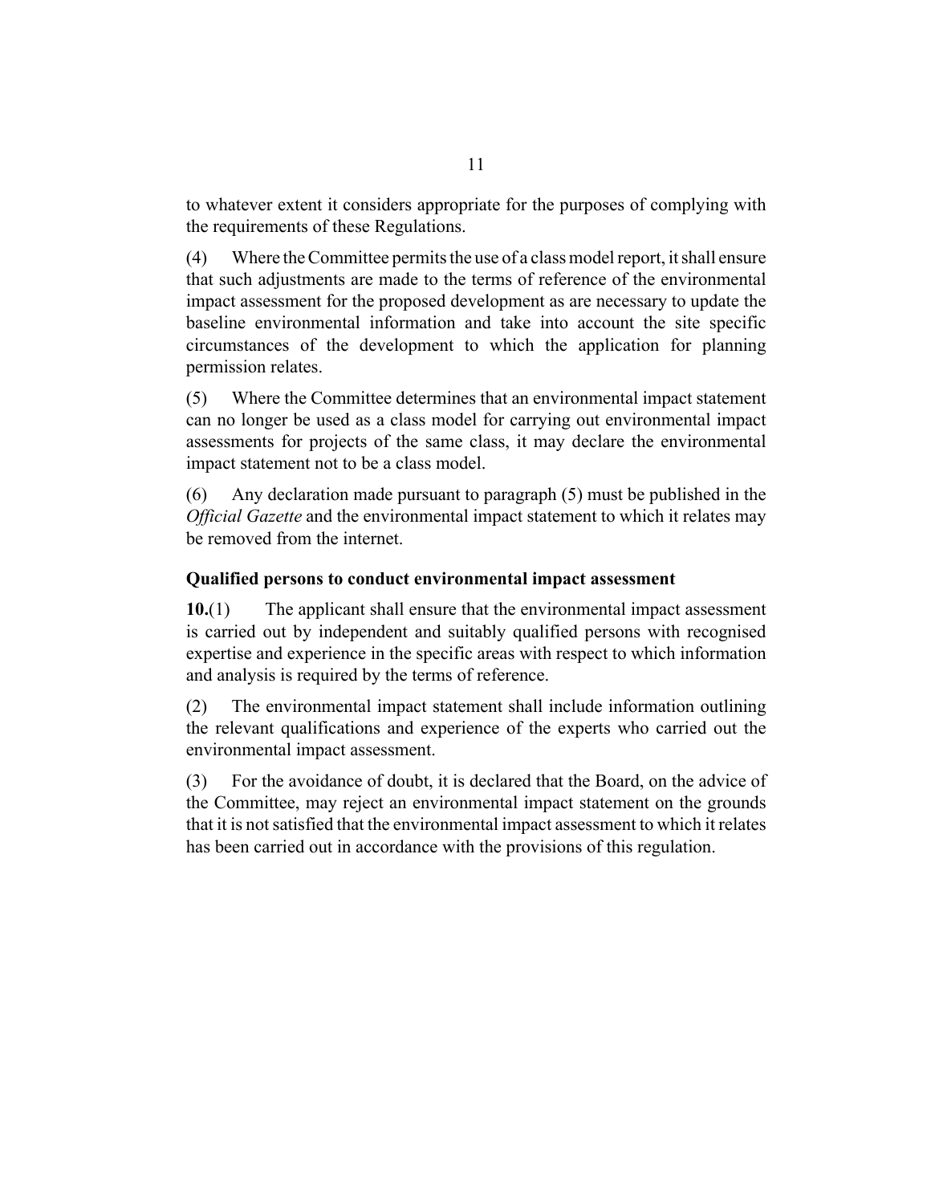to whatever extent it considers appropriate for the purposes of complying with the requirements of these Regulations.

(4) Where the Committee permits the use of a class model report, it shall ensure that such adjustments are made to the terms of reference of the environmental impact assessment for the proposed development as are necessary to update the baseline environmental information and take into account the site specific circumstances of the development to which the application for planning permission relates.

(5) Where the Committee determines that an environmental impact statement can no longer be used as a class model for carrying out environmental impact assessments for projects of the same class, it may declare the environmental impact statement not to be a class model.

(6) Any declaration made pursuant to paragraph (5) must be published in the *Official Gazette* and the environmental impact statement to which it relates may be removed from the internet.

**Qualified persons to conduct environmental impact assessment**

**10.**(1) The applicant shall ensure that the environmental impact assessment is carried out by independent and suitably qualified persons with recognised expertise and experience in the specific areas with respect to which information and analysis is required by the terms of reference.

(2) The environmental impact statement shall include information outlining the relevant qualifications and experience of the experts who carried out the environmental impact assessment.

(3) For the avoidance of doubt, it is declared that the Board, on the advice of the Committee, may reject an environmental impact statement on the grounds that it is not satisfied that the environmental impact assessment to which it relates has been carried out in accordance with the provisions of this regulation.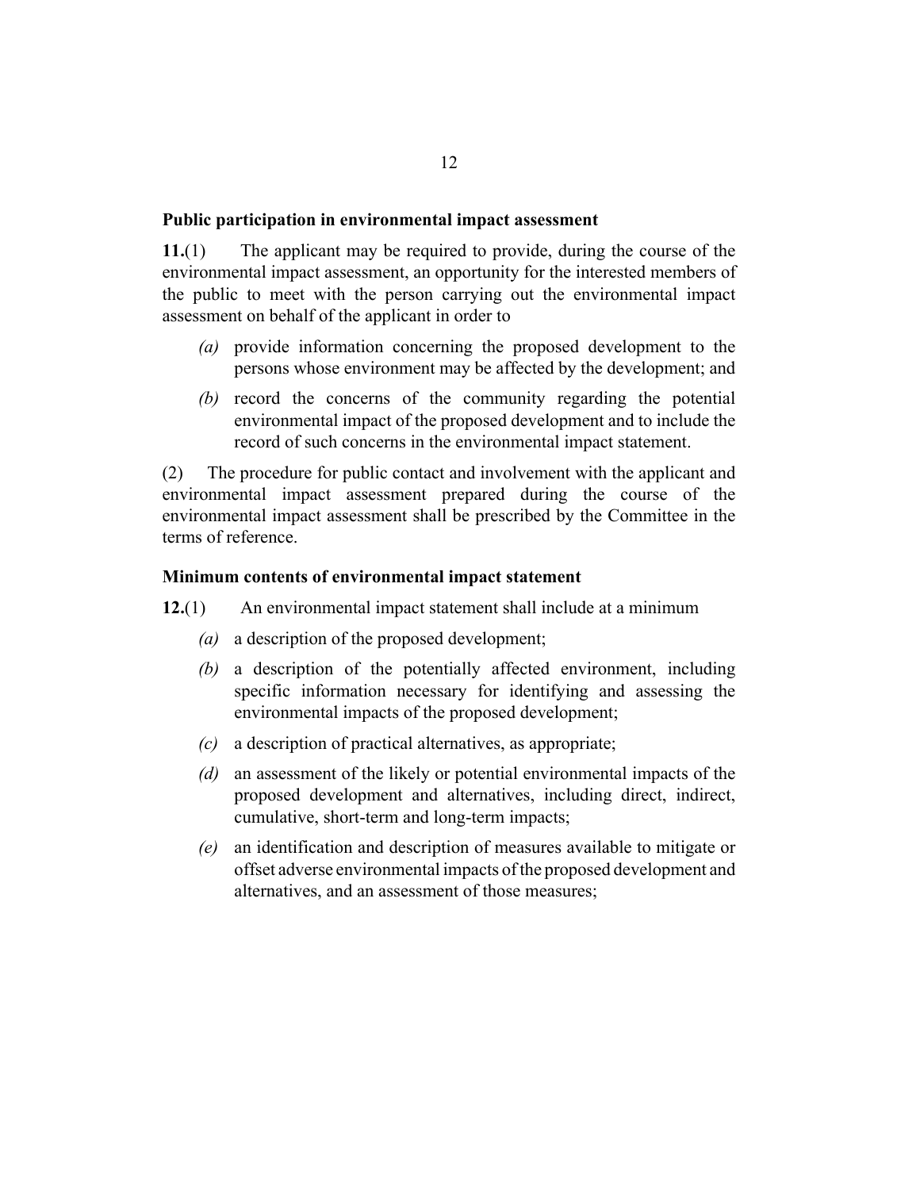### Public participation in environmental impact assessment

**11.**(1) The applicant may be required to provide, during the course of the environmental impact assessment, an opportunity for the interested members of the public to meet with the person carrying out the environmental impact assessment on behalf of the applicant in order to

- *(a)* provide information concerning the proposed development to the persons whose environment may be affected by the development; and
- *(b)* record the concerns of the community regarding the potential environmental impact of the proposed development and to include the record of such concerns in the environmental impact statement.

(2) The procedure for public contact and involvement with the applicant and environmental impact assessment prepared during the course of the environmental impact assessment shall be prescribed by the Committee in the terms of reference.

### Minimum contents of environmental impact statement

**12.**(1) An environmental impact statement shall include at a minimum

- *(a)* a description of the proposed development;
- *(b)* a description of the potentially affected environment, including specific information necessary for identifying and assessing the environmental impacts of the proposed development;
- *(c)* a description of practical alternatives, as appropriate;
- *(d)* an assessment of the likely or potential environmental impacts of the proposed development and alternatives, including direct, indirect, cumulative, short-term and long-term impacts;
- *(e)* an identification and description of measures available to mitigate or offset adverse environmental impacts of the proposed development and alternatives, and an assessment of those measures;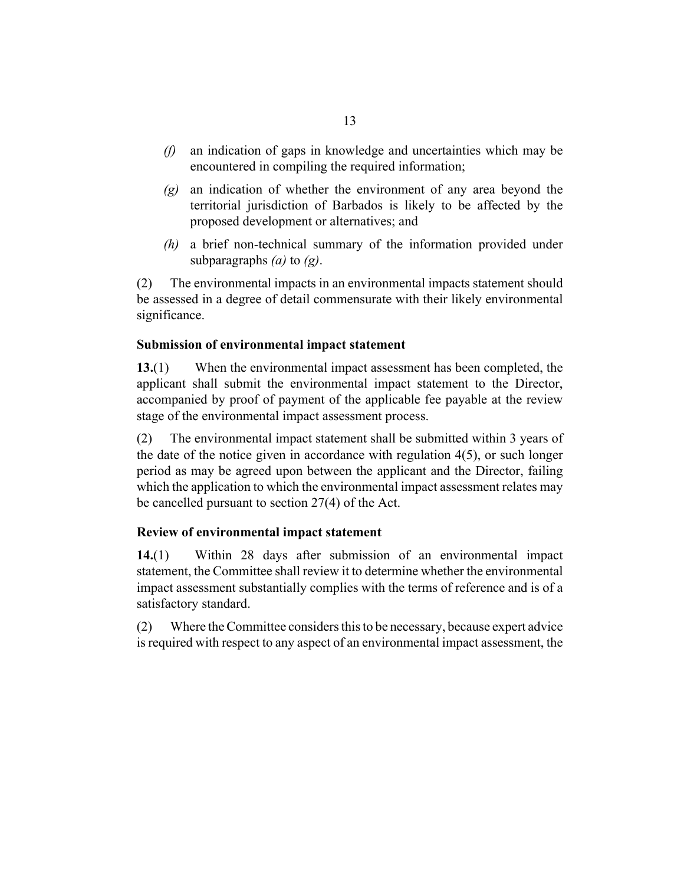*(f)* an indication of gaps in knowledge and uncertainties which may be encountered in compiling the required information;

*(g)* an indication of whether the environment of any area beyond the territorial jurisdiction of Barbados is likely to be affected by the proposed development or alternatives; and

*(h)* a brief non-technical summary of the information provided under subparagraphs *(a)* to *(g)*.

(2) The environmental impacts in an environmental impacts statement should be assessed in a degree of detail commensurate with their likely environmental significance.

**Submission of environmental impact statement**

**13.**(1) When the environmental impact assessment has been completed, the applicant shall submit the environmental impact statement to the Director, accompanied by proof of payment of the applicable fee payable at the review stage of the environmental impact assessment process.

(2) The environmental impact statement shall be submitted within 3 years of the date of the notice given in accordance with regulation 4(5), or such longer period as may be agreed upon between the applicant and the Director, failing which the application to which the environmental impact assessment relates may be cancelled pursuant to section 27(4) of the Act.

**Review of environmental impact statement**

**14.**(1) Within 28 days after submission of an environmental impact statement, the Committee shall review it to determine whether the environmental impact assessment substantially complies with the terms of reference and is of a satisfactory standard.

(2) Where the Committee considers this to be necessary, because expert advice is required with respect to any aspect of an environmental impact assessment, the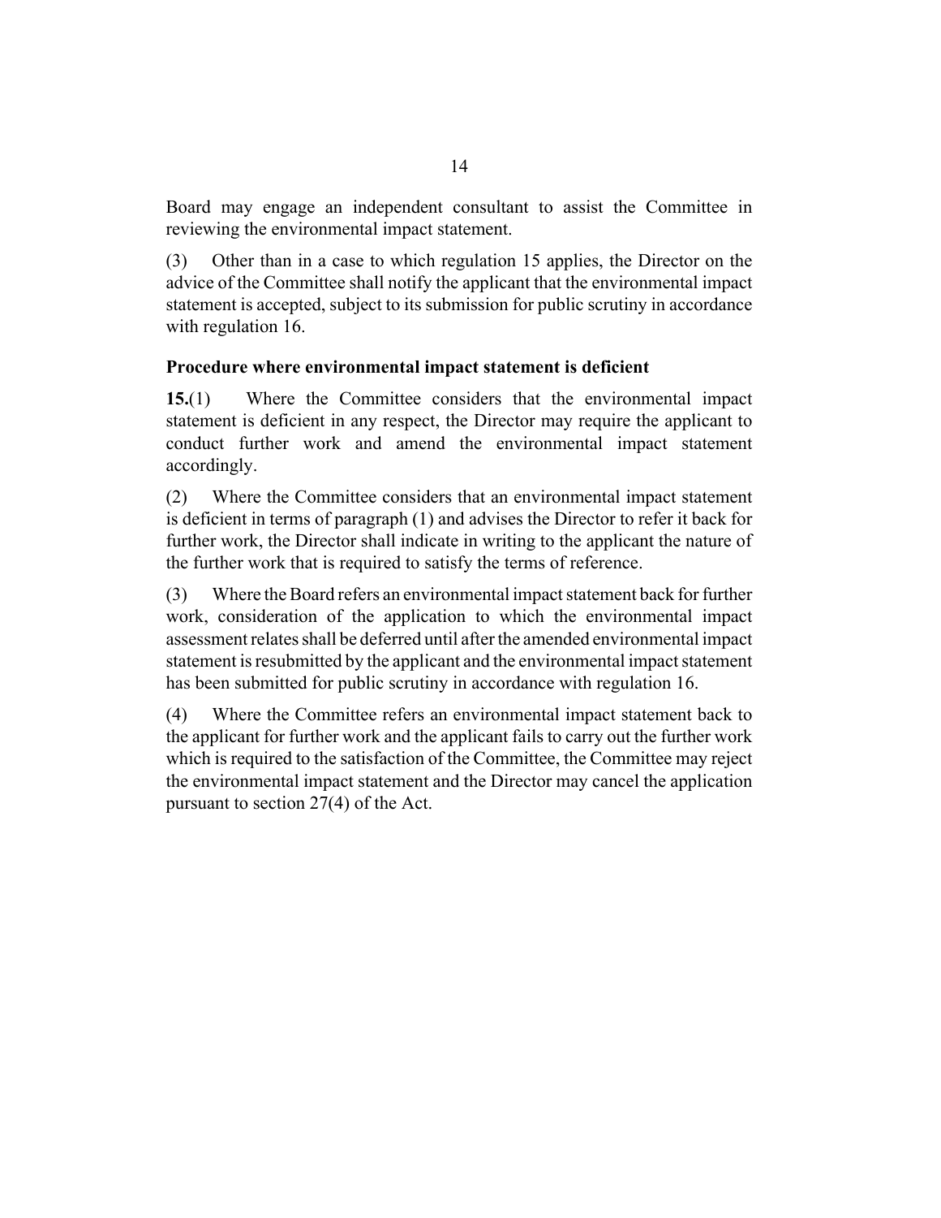Board may engage an independent consultant to assist the Committee in reviewing the environmental impact statement.

(3) Other than in a case to which regulation 15 applies, the Director on the advice of the Committee shall notify the applicant that the environmental impact statement is accepted, subject to its submission for public scrutiny in accordance with regulation 16.

**Procedure where environmental impact statement is deficient**

**15.**(1) Where the Committee considers that the environmental impact statement is deficient in any respect, the Director may require the applicant to conduct further work and amend the environmental impact statement accordingly.

(2) Where the Committee considers that an environmental impact statement is deficient in terms of paragraph (1) and advises the Director to refer it back for further work, the Director shall indicate in writing to the applicant the nature of the further work that is required to satisfy the terms of reference.

(3) Where the Board refers an environmental impact statement back for further work, consideration of the application to which the environmental impact assessment relates shall be deferred until after the amended environmental impact statement is resubmitted by the applicant and the environmental impact statement has been submitted for public scrutiny in accordance with regulation 16.

(4) Where the Committee refers an environmental impact statement back to the applicant for further work and the applicant fails to carry out the further work which is required to the satisfaction of the Committee, the Committee may reject the environmental impact statement and the Director may cancel the application pursuant to section 27(4) of the Act.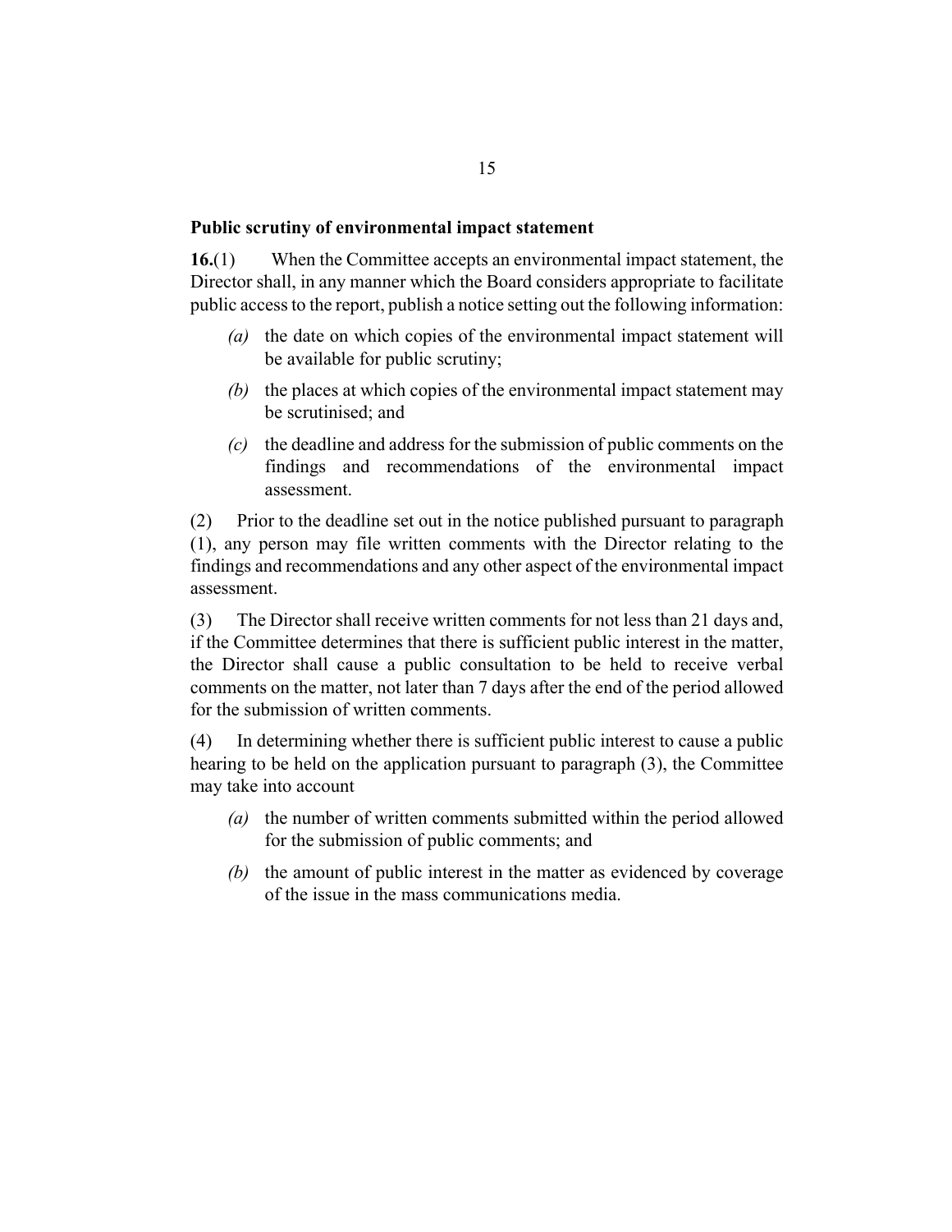### Public scrutiny of environmental impact statement

**16.**(1) When the Committee accepts an environmental impact statement, the Director shall, in any manner which the Board considers appropriate to facilitate public access to the report, publish a notice setting out the following information:

- *(a)* the date on which copies of the environmental impact statement will be available for public scrutiny;
- *(b)* the places at which copies of the environmental impact statement may be scrutinised; and
- *(c)* the deadline and address for the submission of public comments on the findings and recommendations of the environmental impact assessment.

(2) Prior to the deadline set out in the notice published pursuant to paragraph (1), any person may file written comments with the Director relating to the findings and recommendations and any other aspect of the environmental impact assessment.

(3) The Director shall receive written comments for not less than 21 days and, if the Committee determines that there is sufficient public interest in the matter, the Director shall cause a public consultation to be held to receive verbal comments on the matter, not later than 7 days after the end of the period allowed for the submission of written comments.

(4) In determining whether there is sufficient public interest to cause a public hearing to be held on the application pursuant to paragraph (3), the Committee may take into account

- *(a)* the number of written comments submitted within the period allowed for the submission of public comments; and
- *(b)* the amount of public interest in the matter as evidenced by coverage of the issue in the mass communications media.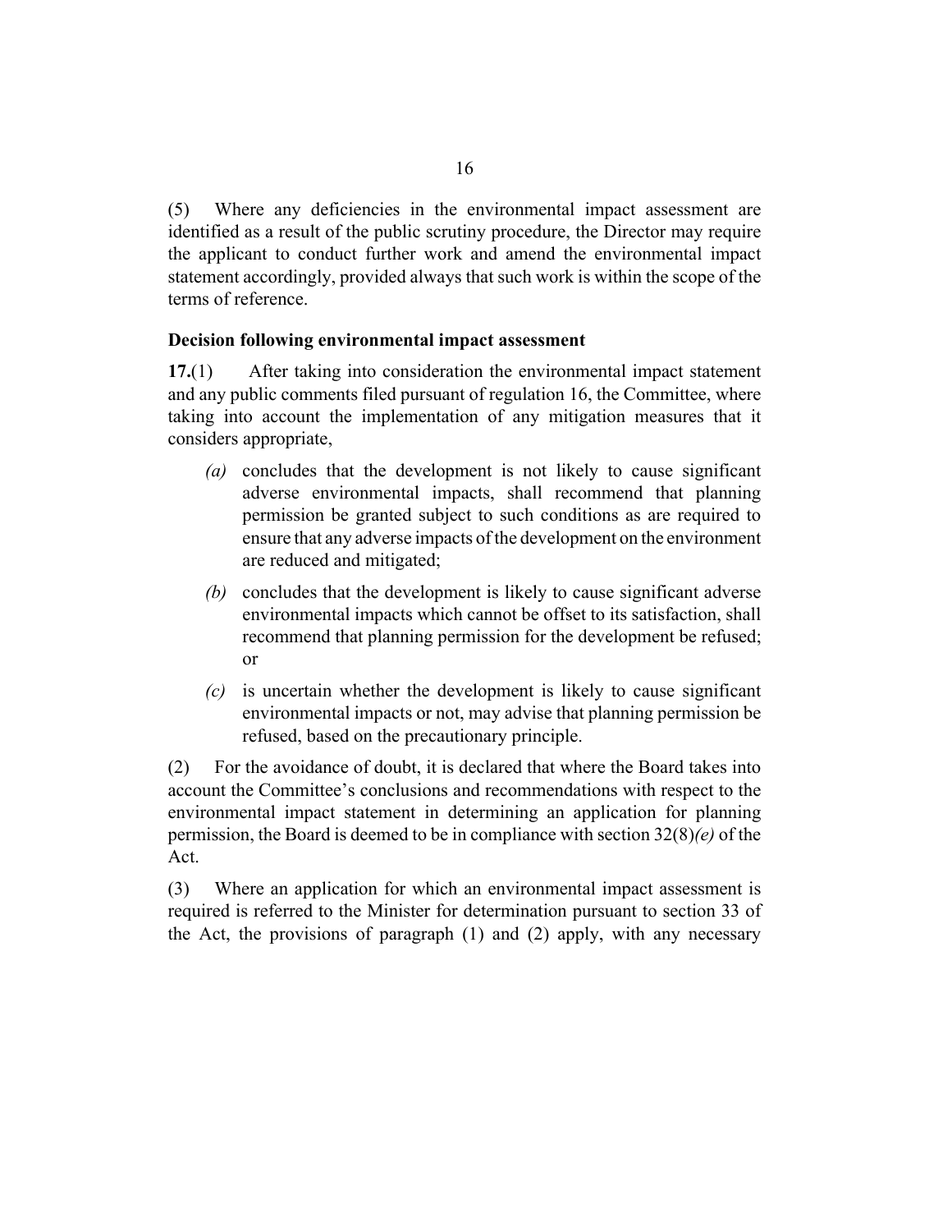(5) Where any deficiencies in the environmental impact assessment are identified as a result of the public scrutiny procedure, the Director may require the applicant to conduct further work and amend the environmental impact statement accordingly, provided always that such work is within the scope of the terms of reference.

### Decision following environmental impact assessment

**17.**(1) After taking into consideration the environmental impact statement and any public comments filed pursuant of regulation 16, the Committee, where taking into account the implementation of any mitigation measures that it considers appropriate,

- *(a)* concludes that the development is not likely to cause significant adverse environmental impacts, shall recommend that planning permission be granted subject to such conditions as are required to ensure that any adverse impacts of the development on the environment are reduced and mitigated;
- *(b)* concludes that the development is likely to cause significant adverse environmental impacts which cannot be offset to its satisfaction, shall recommend that planning permission for the development be refused; or
- *(c)* is uncertain whether the development is likely to cause significant environmental impacts or not, may advise that planning permission be refused, based on the precautionary principle.

(2) For the avoidance of doubt, it is declared that where the Board takes into account the Committee's conclusions and recommendations with respect to the environmental impact statement in determining an application for planning permission, the Board is deemed to be in compliance with section 32(8)*(e)* of the Act.

(3) Where an application for which an environmental impact assessment is required is referred to the Minister for determination pursuant to section 33 of the Act, the provisions of paragraph (1) and (2) apply, with any necessary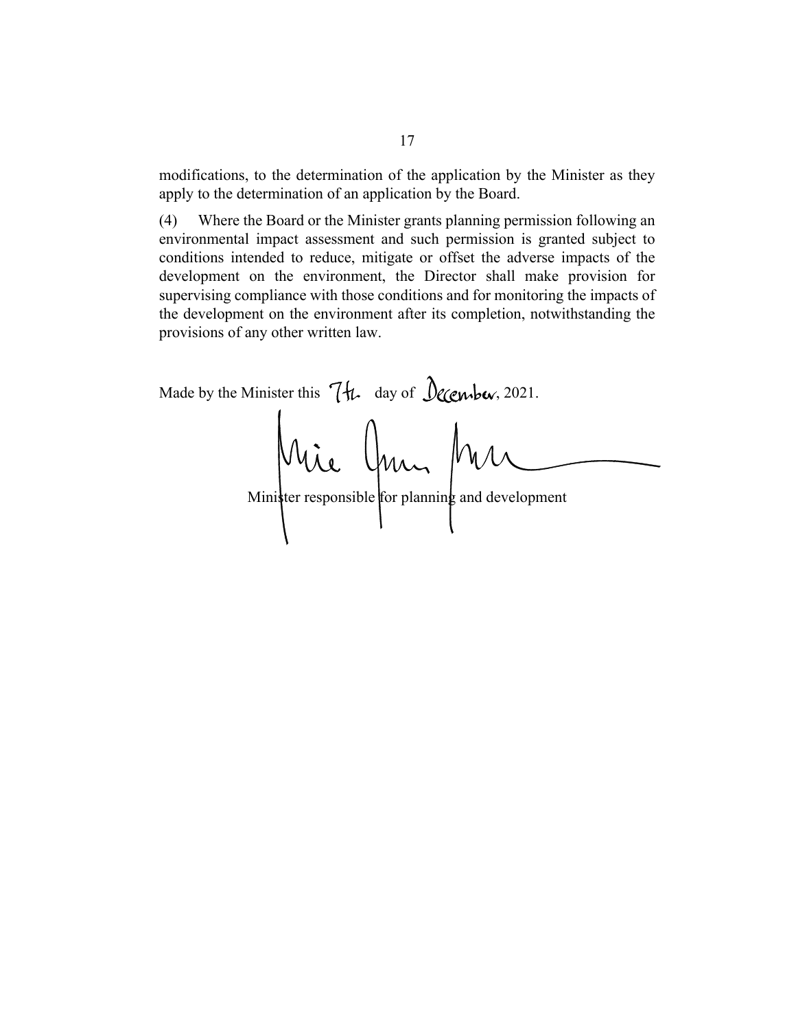modifications, to the determination of the application by the Minister as they apply to the determination of an application by the Board.

(4) Where the Board or the Minister grants planning permission following an environmental impact assessment and such permission is granted subject to conditions intended to reduce, mitigate or offset the adverse impacts of the development on the environment, the Director shall make provision for supervising compliance with those conditions and for monitoring the impacts of the development on the environment after its completion, notwithstanding the provisions of any other written law.

Made by the Minister this 7th day of December, 2021.

Minister responsible for planning and development